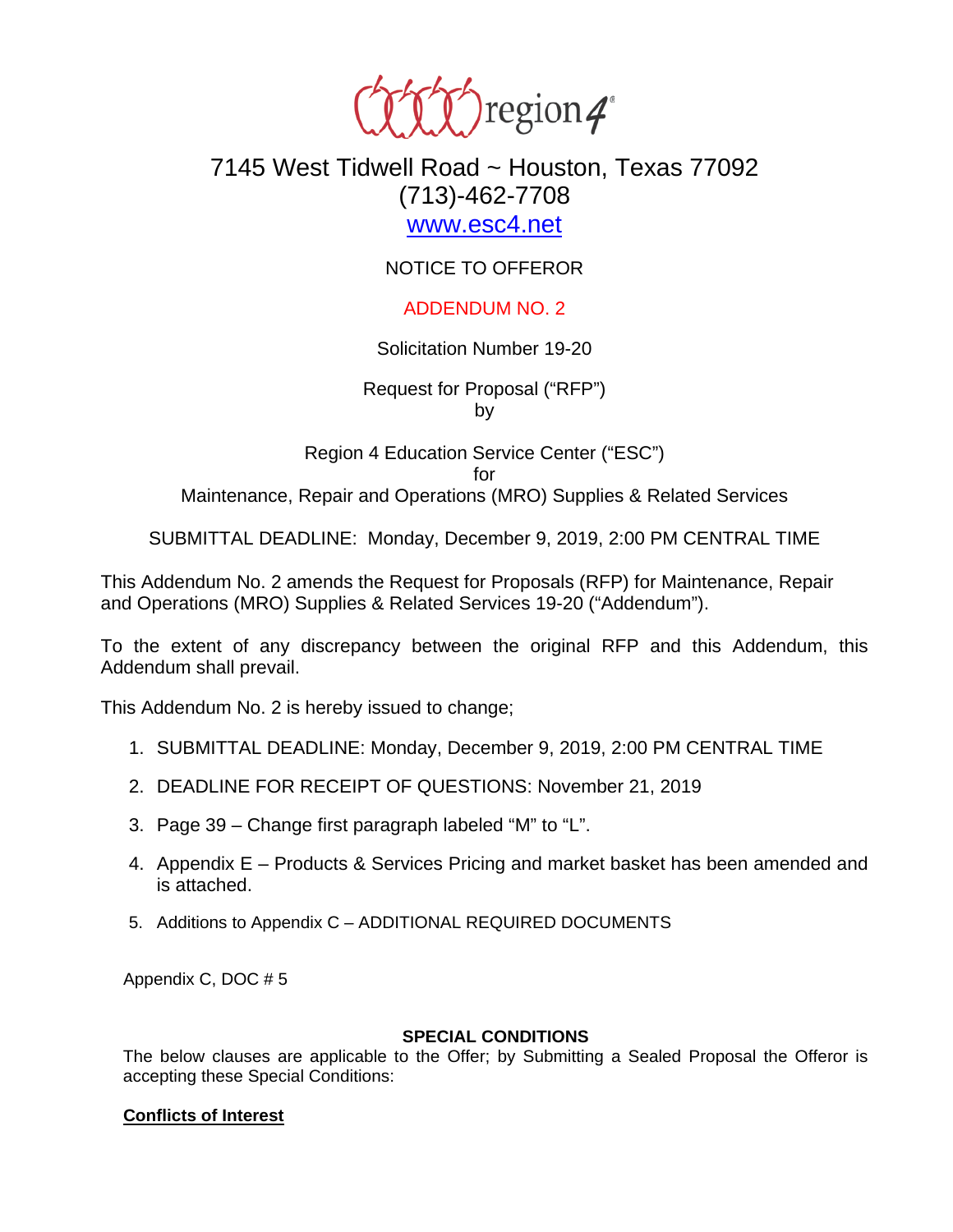region 4

7145 West Tidwell Road ~ Houston, Texas 77092
(713)-462-7708
www.esc4.net

NOTICE TO OFFEROR

ADDENDUM NO. 2

Solicitation Number 19-20

Request for Proposal ("RFP")
by

Region 4 Education Service Center ("ESC")
for
Maintenance, Repair and Operations (MRO) Supplies & Related Services

SUBMITTAL DEADLINE: Monday, December 9, 2019, 2:00 PM CENTRAL TIME

This Addendum No. 2 amends the Request for Proposals (RFP) for Maintenance, Repair and Operations (MRO) Supplies & Related Services 19-20 ("Addendum").

To the extent of any discrepancy between the original RFP and this Addendum, this Addendum shall prevail.

This Addendum No. 2 is hereby issued to change;

1. SUBMITTAL DEADLINE: Monday, December 9, 2019, 2:00 PM CENTRAL TIME
2. DEADLINE FOR RECEIPT OF QUESTIONS: November 21, 2019
3. Page 39 – Change first paragraph labeled "M" to "L".
4. Appendix E – Products & Services Pricing and market basket has been amended and is attached.
5. Additions to Appendix C – ADDITIONAL REQUIRED DOCUMENTS

Appendix C, DOC # 5

**SPECIAL CONDITIONS**

The below clauses are applicable to the Offer; by Submitting a Sealed Proposal the Offeror is accepting these Special Conditions:

**Conflicts of Interest**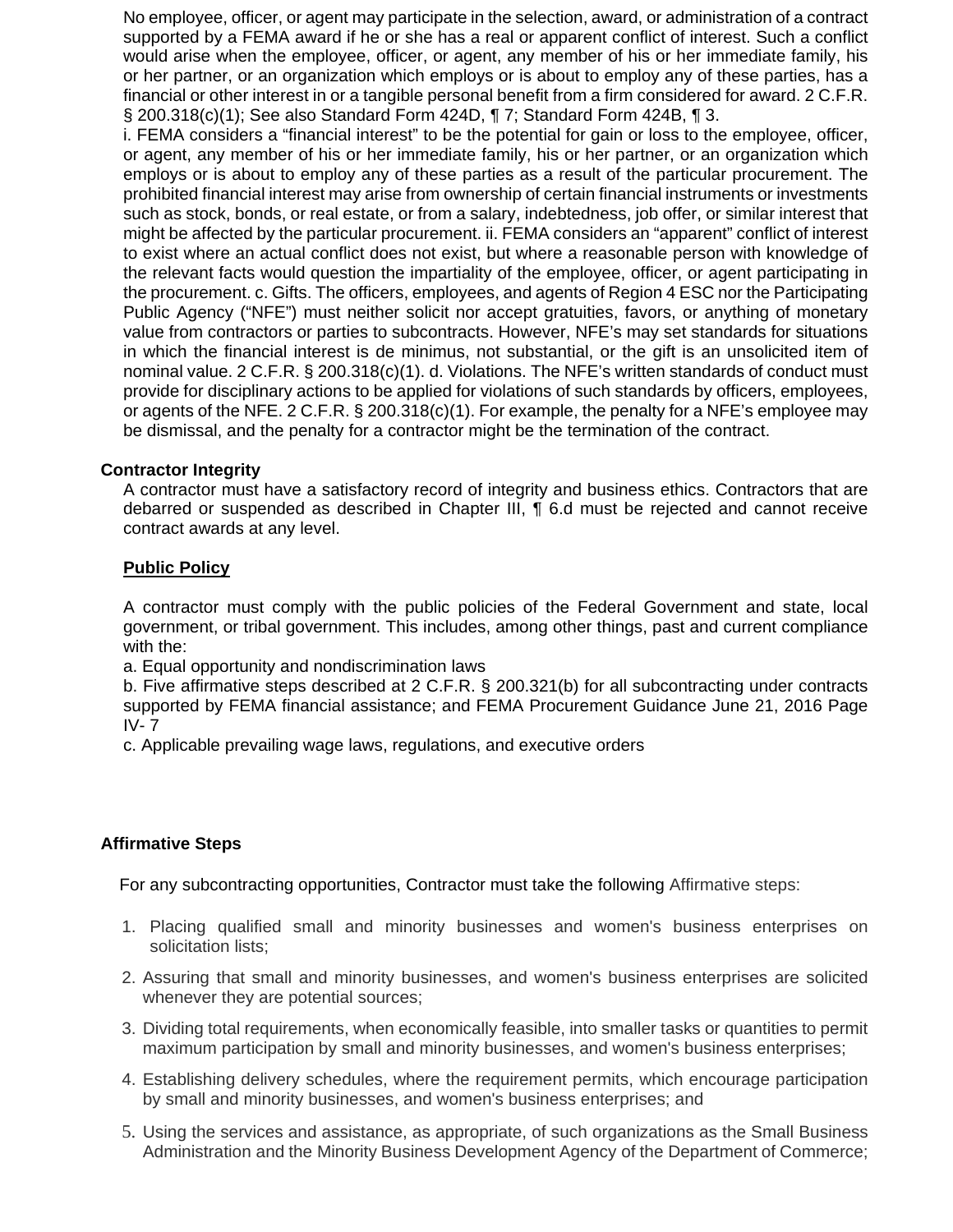No employee, officer, or agent may participate in the selection, award, or administration of a contract supported by a FEMA award if he or she has a real or apparent conflict of interest. Such a conflict would arise when the employee, officer, or agent, any member of his or her immediate family, his or her partner, or an organization which employs or is about to employ any of these parties, has a financial or other interest in or a tangible personal benefit from a firm considered for award. 2 C.F.R. § 200.318(c)(1); See also Standard Form 424D, ¶ 7; Standard Form 424B, ¶ 3.
i. FEMA considers a "financial interest" to be the potential for gain or loss to the employee, officer, or agent, any member of his or her immediate family, his or her partner, or an organization which employs or is about to employ any of these parties as a result of the particular procurement. The prohibited financial interest may arise from ownership of certain financial instruments or investments such as stock, bonds, or real estate, or from a salary, indebtedness, job offer, or similar interest that might be affected by the particular procurement. ii. FEMA considers an "apparent" conflict of interest to exist where an actual conflict does not exist, but where a reasonable person with knowledge of the relevant facts would question the impartiality of the employee, officer, or agent participating in the procurement. c. Gifts. The officers, employees, and agents of Region 4 ESC nor the Participating Public Agency ("NFE") must neither solicit nor accept gratuities, favors, or anything of monetary value from contractors or parties to subcontracts. However, NFE's may set standards for situations in which the financial interest is de minimus, not substantial, or the gift is an unsolicited item of nominal value. 2 C.F.R. § 200.318(c)(1). d. Violations. The NFE's written standards of conduct must provide for disciplinary actions to be applied for violations of such standards by officers, employees, or agents of the NFE. 2 C.F.R. § 200.318(c)(1). For example, the penalty for a NFE's employee may be dismissal, and the penalty for a contractor might be the termination of the contract.

**Contractor Integrity**

A contractor must have a satisfactory record of integrity and business ethics. Contractors that are debarred or suspended as described in Chapter III, ¶ 6.d must be rejected and cannot receive contract awards at any level.

**<u>Public Policy</u>**

A contractor must comply with the public policies of the Federal Government and state, local government, or tribal government. This includes, among other things, past and current compliance with the:
a. Equal opportunity and nondiscrimination laws
b. Five affirmative steps described at 2 C.F.R. § 200.321(b) for all subcontracting under contracts supported by FEMA financial assistance; and FEMA Procurement Guidance June 21, 2016 Page IV- 7
c. Applicable prevailing wage laws, regulations, and executive orders

**Affirmative Steps**

For any subcontracting opportunities, Contractor must take the following Affirmative steps:

1. Placing qualified small and minority businesses and women's business enterprises on solicitation lists;
2. Assuring that small and minority businesses, and women's business enterprises are solicited whenever they are potential sources;
3. Dividing total requirements, when economically feasible, into smaller tasks or quantities to permit maximum participation by small and minority businesses, and women's business enterprises;
4. Establishing delivery schedules, where the requirement permits, which encourage participation by small and minority businesses, and women's business enterprises; and
5. Using the services and assistance, as appropriate, of such organizations as the Small Business Administration and the Minority Business Development Agency of the Department of Commerce;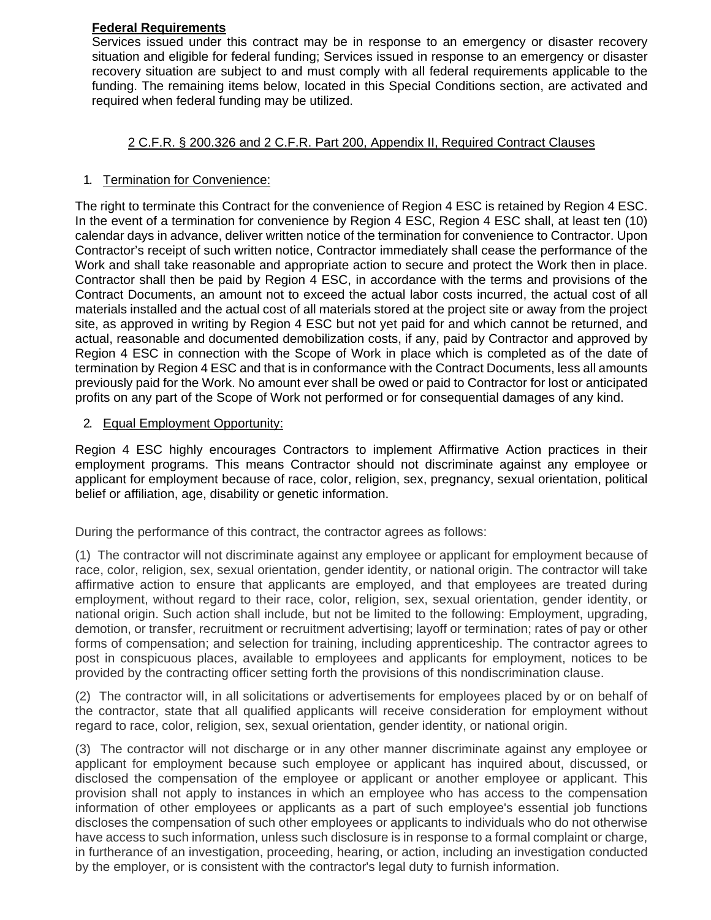**Federal Requirements**

Services issued under this contract may be in response to an emergency or disaster recovery situation and eligible for federal funding; Services issued in response to an emergency or disaster recovery situation are subject to and must comply with all federal requirements applicable to the funding. The remaining items below, located in this Special Conditions section, are activated and required when federal funding may be utilized.

2 C.F.R. § 200.326 and 2 C.F.R. Part 200, Appendix II, Required Contract Clauses

1. Termination for Convenience:

The right to terminate this Contract for the convenience of Region 4 ESC is retained by Region 4 ESC. In the event of a termination for convenience by Region 4 ESC, Region 4 ESC shall, at least ten (10) calendar days in advance, deliver written notice of the termination for convenience to Contractor. Upon Contractor's receipt of such written notice, Contractor immediately shall cease the performance of the Work and shall take reasonable and appropriate action to secure and protect the Work then in place. Contractor shall then be paid by Region 4 ESC, in accordance with the terms and provisions of the Contract Documents, an amount not to exceed the actual labor costs incurred, the actual cost of all materials installed and the actual cost of all materials stored at the project site or away from the project site, as approved in writing by Region 4 ESC but not yet paid for and which cannot be returned, and actual, reasonable and documented demobilization costs, if any, paid by Contractor and approved by Region 4 ESC in connection with the Scope of Work in place which is completed as of the date of termination by Region 4 ESC and that is in conformance with the Contract Documents, less all amounts previously paid for the Work. No amount ever shall be owed or paid to Contractor for lost or anticipated profits on any part of the Scope of Work not performed or for consequential damages of any kind.

2. Equal Employment Opportunity:

Region 4 ESC highly encourages Contractors to implement Affirmative Action practices in their employment programs. This means Contractor should not discriminate against any employee or applicant for employment because of race, color, religion, sex, pregnancy, sexual orientation, political belief or affiliation, age, disability or genetic information.

During the performance of this contract, the contractor agrees as follows:

(1) The contractor will not discriminate against any employee or applicant for employment because of race, color, religion, sex, sexual orientation, gender identity, or national origin. The contractor will take affirmative action to ensure that applicants are employed, and that employees are treated during employment, without regard to their race, color, religion, sex, sexual orientation, gender identity, or national origin. Such action shall include, but not be limited to the following: Employment, upgrading, demotion, or transfer, recruitment or recruitment advertising; layoff or termination; rates of pay or other forms of compensation; and selection for training, including apprenticeship. The contractor agrees to post in conspicuous places, available to employees and applicants for employment, notices to be provided by the contracting officer setting forth the provisions of this nondiscrimination clause.

(2) The contractor will, in all solicitations or advertisements for employees placed by or on behalf of the contractor, state that all qualified applicants will receive consideration for employment without regard to race, color, religion, sex, sexual orientation, gender identity, or national origin.

(3) The contractor will not discharge or in any other manner discriminate against any employee or applicant for employment because such employee or applicant has inquired about, discussed, or disclosed the compensation of the employee or applicant or another employee or applicant. This provision shall not apply to instances in which an employee who has access to the compensation information of other employees or applicants as a part of such employee's essential job functions discloses the compensation of such other employees or applicants to individuals who do not otherwise have access to such information, unless such disclosure is in response to a formal complaint or charge, in furtherance of an investigation, proceeding, hearing, or action, including an investigation conducted by the employer, or is consistent with the contractor's legal duty to furnish information.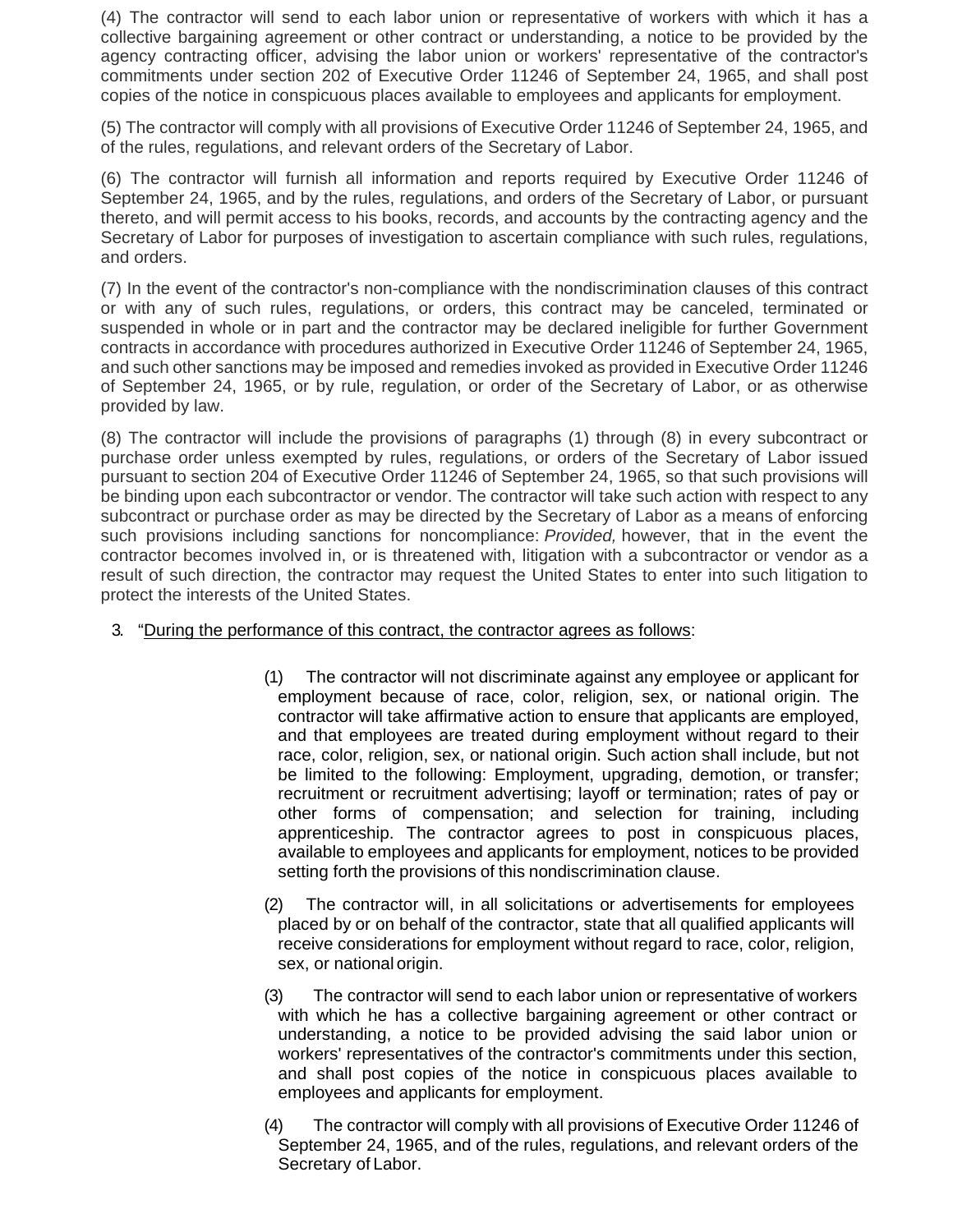(4) The contractor will send to each labor union or representative of workers with which it has a collective bargaining agreement or other contract or understanding, a notice to be provided by the agency contracting officer, advising the labor union or workers' representative of the contractor's commitments under section 202 of Executive Order 11246 of September 24, 1965, and shall post copies of the notice in conspicuous places available to employees and applicants for employment.

(5) The contractor will comply with all provisions of Executive Order 11246 of September 24, 1965, and of the rules, regulations, and relevant orders of the Secretary of Labor.

(6) The contractor will furnish all information and reports required by Executive Order 11246 of September 24, 1965, and by the rules, regulations, and orders of the Secretary of Labor, or pursuant thereto, and will permit access to his books, records, and accounts by the contracting agency and the Secretary of Labor for purposes of investigation to ascertain compliance with such rules, regulations, and orders.

(7) In the event of the contractor's non-compliance with the nondiscrimination clauses of this contract or with any of such rules, regulations, or orders, this contract may be canceled, terminated or suspended in whole or in part and the contractor may be declared ineligible for further Government contracts in accordance with procedures authorized in Executive Order 11246 of September 24, 1965, and such other sanctions may be imposed and remedies invoked as provided in Executive Order 11246 of September 24, 1965, or by rule, regulation, or order of the Secretary of Labor, or as otherwise provided by law.

(8) The contractor will include the provisions of paragraphs (1) through (8) in every subcontract or purchase order unless exempted by rules, regulations, or orders of the Secretary of Labor issued pursuant to section 204 of Executive Order 11246 of September 24, 1965, so that such provisions will be binding upon each subcontractor or vendor. The contractor will take such action with respect to any subcontract or purchase order as may be directed by the Secretary of Labor as a means of enforcing such provisions including sanctions for noncompliance: *Provided,* however, that in the event the contractor becomes involved in, or is threatened with, litigation with a subcontractor or vendor as a result of such direction, the contractor may request the United States to enter into such litigation to protect the interests of the United States.

3. "<u>During the performance of this contract, the contractor agrees as follows</u>:

(1) The contractor will not discriminate against any employee or applicant for employment because of race, color, religion, sex, or national origin. The contractor will take affirmative action to ensure that applicants are employed, and that employees are treated during employment without regard to their race, color, religion, sex, or national origin. Such action shall include, but not be limited to the following: Employment, upgrading, demotion, or transfer; recruitment or recruitment advertising; layoff or termination; rates of pay or other forms of compensation; and selection for training, including apprenticeship. The contractor agrees to post in conspicuous places, available to employees and applicants for employment, notices to be provided setting forth the provisions of this nondiscrimination clause.

(2) The contractor will, in all solicitations or advertisements for employees placed by or on behalf of the contractor, state that all qualified applicants will receive considerations for employment without regard to race, color, religion, sex, or national origin.

(3) The contractor will send to each labor union or representative of workers with which he has a collective bargaining agreement or other contract or understanding, a notice to be provided advising the said labor union or workers' representatives of the contractor's commitments under this section, and shall post copies of the notice in conspicuous places available to employees and applicants for employment.

(4) The contractor will comply with all provisions of Executive Order 11246 of September 24, 1965, and of the rules, regulations, and relevant orders of the Secretary of Labor.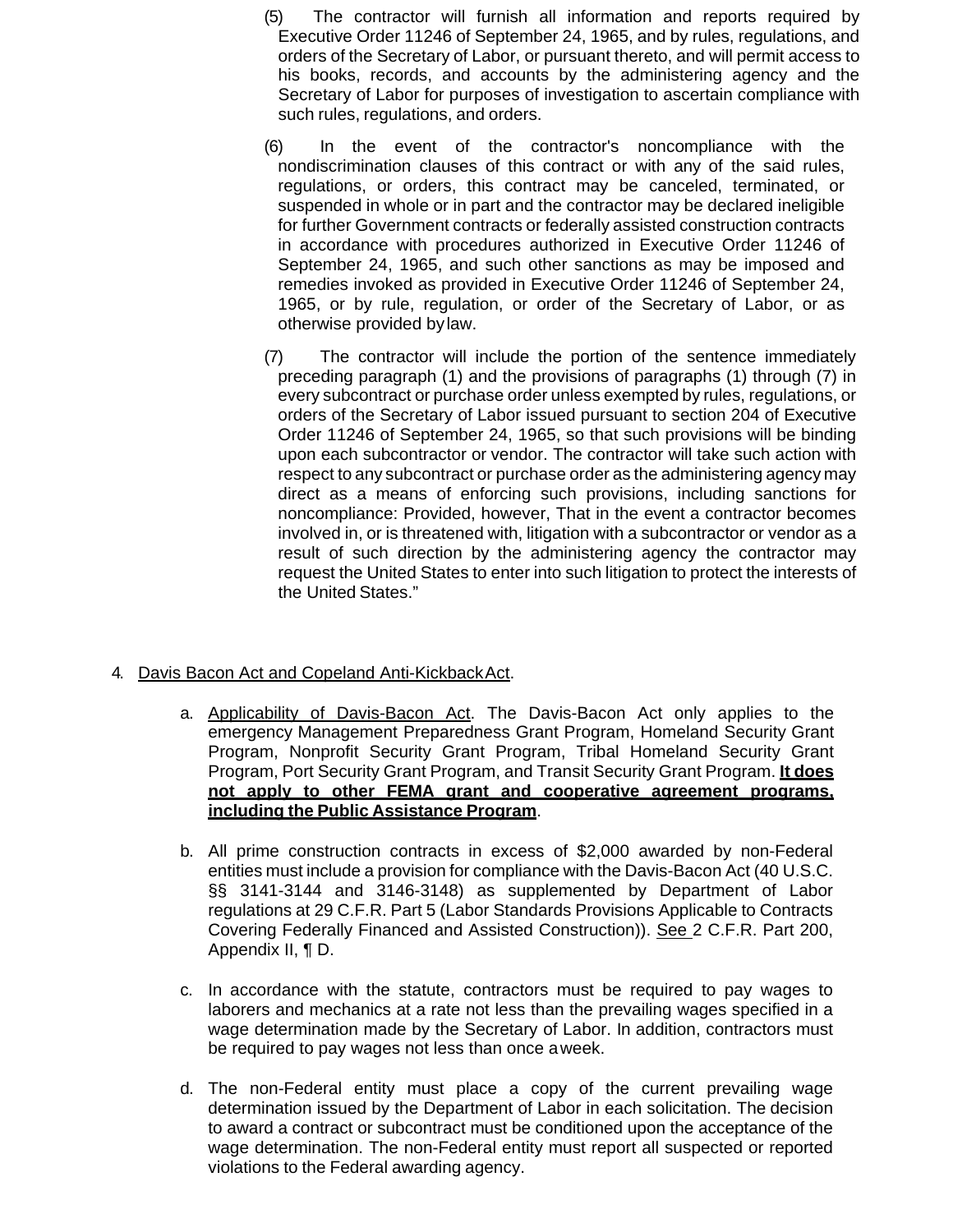(5) The contractor will furnish all information and reports required by Executive Order 11246 of September 24, 1965, and by rules, regulations, and orders of the Secretary of Labor, or pursuant thereto, and will permit access to his books, records, and accounts by the administering agency and the Secretary of Labor for purposes of investigation to ascertain compliance with such rules, regulations, and orders.

(6) In the event of the contractor's noncompliance with the nondiscrimination clauses of this contract or with any of the said rules, regulations, or orders, this contract may be canceled, terminated, or suspended in whole or in part and the contractor may be declared ineligible for further Government contracts or federally assisted construction contracts in accordance with procedures authorized in Executive Order 11246 of September 24, 1965, and such other sanctions as may be imposed and remedies invoked as provided in Executive Order 11246 of September 24, 1965, or by rule, regulation, or order of the Secretary of Labor, or as otherwise provided by law.

(7) The contractor will include the portion of the sentence immediately preceding paragraph (1) and the provisions of paragraphs (1) through (7) in every subcontract or purchase order unless exempted by rules, regulations, or orders of the Secretary of Labor issued pursuant to section 204 of Executive Order 11246 of September 24, 1965, so that such provisions will be binding upon each subcontractor or vendor. The contractor will take such action with respect to any subcontract or purchase order as the administering agency may direct as a means of enforcing such provisions, including sanctions for noncompliance: Provided, however, That in the event a contractor becomes involved in, or is threatened with, litigation with a subcontractor or vendor as a result of such direction by the administering agency the contractor may request the United States to enter into such litigation to protect the interests of the United States."

4. Davis Bacon Act and Copeland Anti-Kickback Act.

a. Applicability of Davis-Bacon Act. The Davis-Bacon Act only applies to the emergency Management Preparedness Grant Program, Homeland Security Grant Program, Nonprofit Security Grant Program, Tribal Homeland Security Grant Program, Port Security Grant Program, and Transit Security Grant Program. **It does not apply to other FEMA grant and cooperative agreement programs, including the Public Assistance Program**.

b. All prime construction contracts in excess of $2,000 awarded by non-Federal entities must include a provision for compliance with the Davis-Bacon Act (40 U.S.C. §§ 3141-3144 and 3146-3148) as supplemented by Department of Labor regulations at 29 C.F.R. Part 5 (Labor Standards Provisions Applicable to Contracts Covering Federally Financed and Assisted Construction)). See 2 C.F.R. Part 200, Appendix II, ¶ D.

c. In accordance with the statute, contractors must be required to pay wages to laborers and mechanics at a rate not less than the prevailing wages specified in a wage determination made by the Secretary of Labor. In addition, contractors must be required to pay wages not less than once a week.

d. The non-Federal entity must place a copy of the current prevailing wage determination issued by the Department of Labor in each solicitation. The decision to award a contract or subcontract must be conditioned upon the acceptance of the wage determination. The non-Federal entity must report all suspected or reported violations to the Federal awarding agency.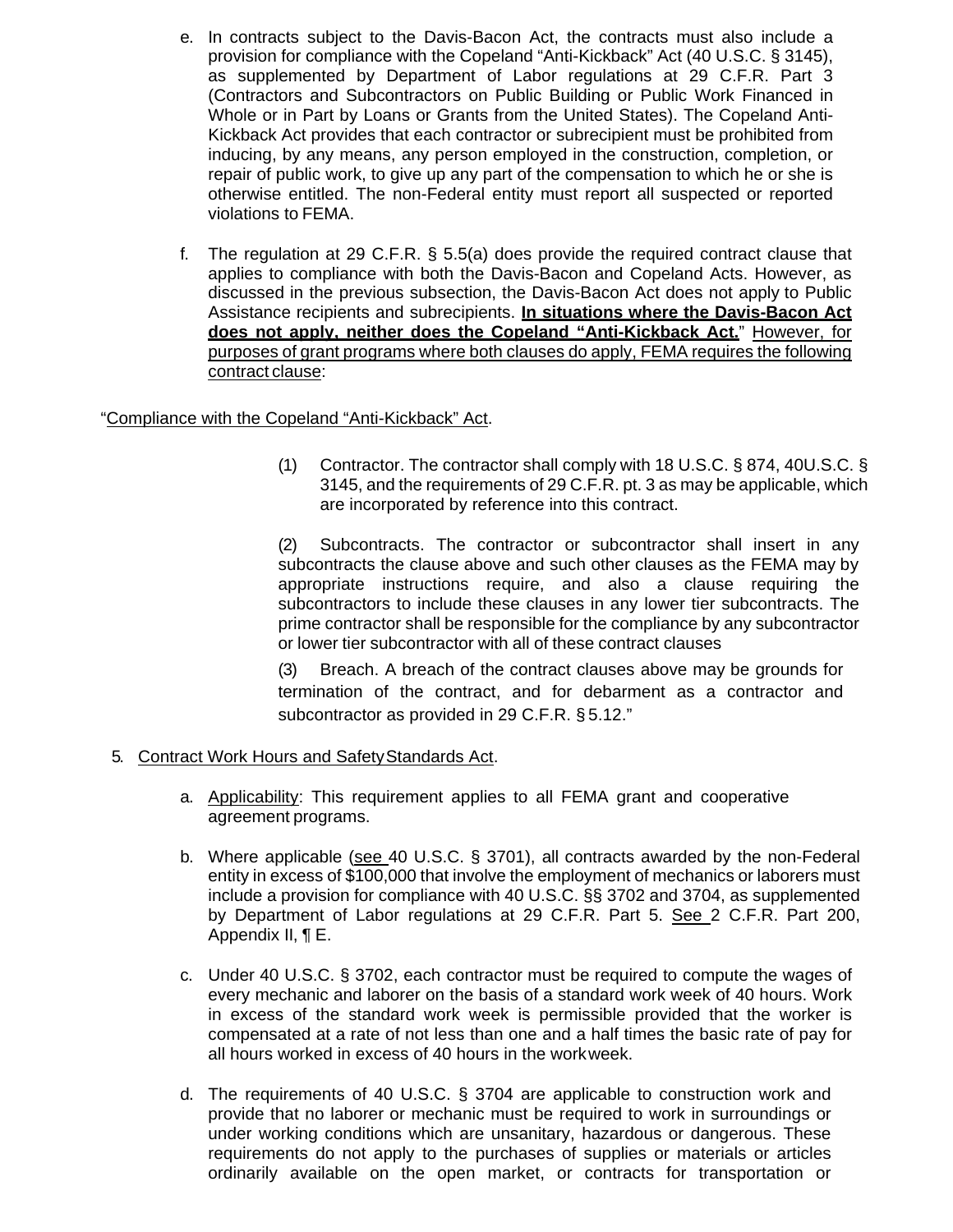e. In contracts subject to the Davis-Bacon Act, the contracts must also include a provision for compliance with the Copeland "Anti-Kickback" Act (40 U.S.C. § 3145), as supplemented by Department of Labor regulations at 29 C.F.R. Part 3 (Contractors and Subcontractors on Public Building or Public Work Financed in Whole or in Part by Loans or Grants from the United States). The Copeland Anti-Kickback Act provides that each contractor or subrecipient must be prohibited from inducing, by any means, any person employed in the construction, completion, or repair of public work, to give up any part of the compensation to which he or she is otherwise entitled. The non-Federal entity must report all suspected or reported violations to FEMA.

f. The regulation at 29 C.F.R. § 5.5(a) does provide the required contract clause that applies to compliance with both the Davis-Bacon and Copeland Acts. However, as discussed in the previous subsection, the Davis-Bacon Act does not apply to Public Assistance recipients and subrecipients. **<u>In situations where the Davis-Bacon Act does not apply, neither does the Copeland "Anti-Kickback Act."</u>** <u>However, for purposes of grant programs where both clauses do apply, FEMA requires the following contract clause</u>:

"<u>Compliance with the Copeland "Anti-Kickback" Act</u>.

(1) Contractor. The contractor shall comply with 18 U.S.C. § 874, 40U.S.C. § 3145, and the requirements of 29 C.F.R. pt. 3 as may be applicable, which are incorporated by reference into this contract.

(2) Subcontracts. The contractor or subcontractor shall insert in any subcontracts the clause above and such other clauses as the FEMA may by appropriate instructions require, and also a clause requiring the subcontractors to include these clauses in any lower tier subcontracts. The prime contractor shall be responsible for the compliance by any subcontractor or lower tier subcontractor with all of these contract clauses

(3) Breach. A breach of the contract clauses above may be grounds for termination of the contract, and for debarment as a contractor and subcontractor as provided in 29 C.F.R. § 5.12."

5. <u>Contract Work Hours and Safety Standards Act</u>.

a. <u>Applicability</u>: This requirement applies to all FEMA grant and cooperative agreement programs.

b. Where applicable (<u>see</u> 40 U.S.C. § 3701), all contracts awarded by the non-Federal entity in excess of $100,000 that involve the employment of mechanics or laborers must include a provision for compliance with 40 U.S.C. §§ 3702 and 3704, as supplemented by Department of Labor regulations at 29 C.F.R. Part 5. <u>See</u> 2 C.F.R. Part 200, Appendix II, ¶ E.

c. Under 40 U.S.C. § 3702, each contractor must be required to compute the wages of every mechanic and laborer on the basis of a standard work week of 40 hours. Work in excess of the standard work week is permissible provided that the worker is compensated at a rate of not less than one and a half times the basic rate of pay for all hours worked in excess of 40 hours in the workweek.

d. The requirements of 40 U.S.C. § 3704 are applicable to construction work and provide that no laborer or mechanic must be required to work in surroundings or under working conditions which are unsanitary, hazardous or dangerous. These requirements do not apply to the purchases of supplies or materials or articles ordinarily available on the open market, or contracts for transportation or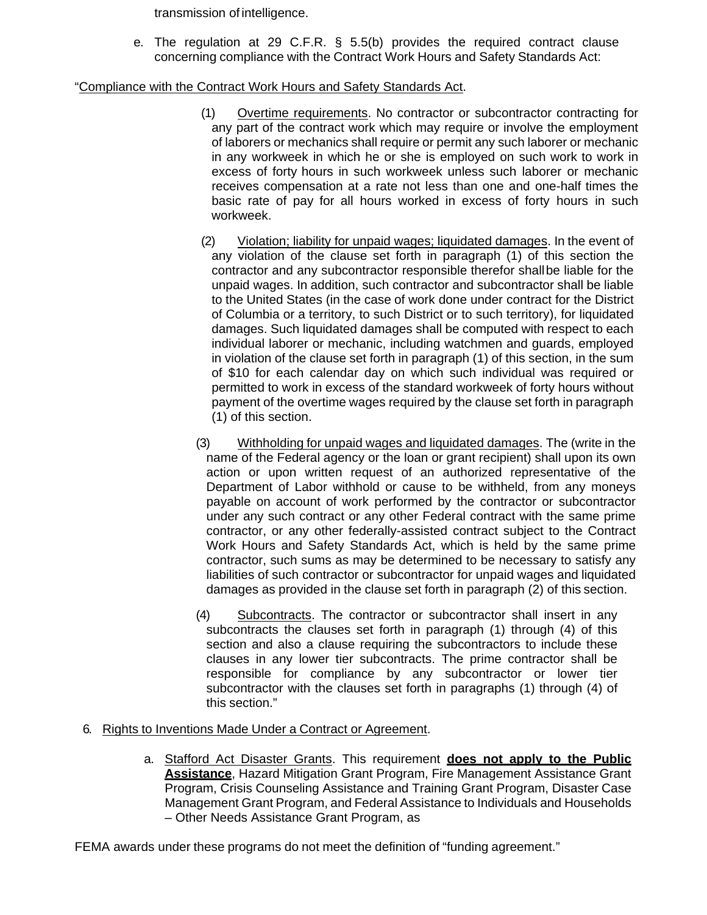transmission of intelligence.

e. The regulation at 29 C.F.R. § 5.5(b) provides the required contract clause concerning compliance with the Contract Work Hours and Safety Standards Act:

"Compliance with the Contract Work Hours and Safety Standards Act.

(1) Overtime requirements. No contractor or subcontractor contracting for any part of the contract work which may require or involve the employment of laborers or mechanics shall require or permit any such laborer or mechanic in any workweek in which he or she is employed on such work to work in excess of forty hours in such workweek unless such laborer or mechanic receives compensation at a rate not less than one and one-half times the basic rate of pay for all hours worked in excess of forty hours in such workweek.

(2) Violation; liability for unpaid wages; liquidated damages. In the event of any violation of the clause set forth in paragraph (1) of this section the contractor and any subcontractor responsible therefor shall be liable for the unpaid wages. In addition, such contractor and subcontractor shall be liable to the United States (in the case of work done under contract for the District of Columbia or a territory, to such District or to such territory), for liquidated damages. Such liquidated damages shall be computed with respect to each individual laborer or mechanic, including watchmen and guards, employed in violation of the clause set forth in paragraph (1) of this section, in the sum of $10 for each calendar day on which such individual was required or permitted to work in excess of the standard workweek of forty hours without payment of the overtime wages required by the clause set forth in paragraph (1) of this section.

(3) Withholding for unpaid wages and liquidated damages. The (write in the name of the Federal agency or the loan or grant recipient) shall upon its own action or upon written request of an authorized representative of the Department of Labor withhold or cause to be withheld, from any moneys payable on account of work performed by the contractor or subcontractor under any such contract or any other Federal contract with the same prime contractor, or any other federally-assisted contract subject to the Contract Work Hours and Safety Standards Act, which is held by the same prime contractor, such sums as may be determined to be necessary to satisfy any liabilities of such contractor or subcontractor for unpaid wages and liquidated damages as provided in the clause set forth in paragraph (2) of this section.

(4) Subcontracts. The contractor or subcontractor shall insert in any subcontracts the clauses set forth in paragraph (1) through (4) of this section and also a clause requiring the subcontractors to include these clauses in any lower tier subcontracts. The prime contractor shall be responsible for compliance by any subcontractor or lower tier subcontractor with the clauses set forth in paragraphs (1) through (4) of this section."

6. Rights to Inventions Made Under a Contract or Agreement.

a. Stafford Act Disaster Grants. This requirement **does not apply to the Public Assistance**, Hazard Mitigation Grant Program, Fire Management Assistance Grant Program, Crisis Counseling Assistance and Training Grant Program, Disaster Case Management Grant Program, and Federal Assistance to Individuals and Households – Other Needs Assistance Grant Program, as

FEMA awards under these programs do not meet the definition of "funding agreement."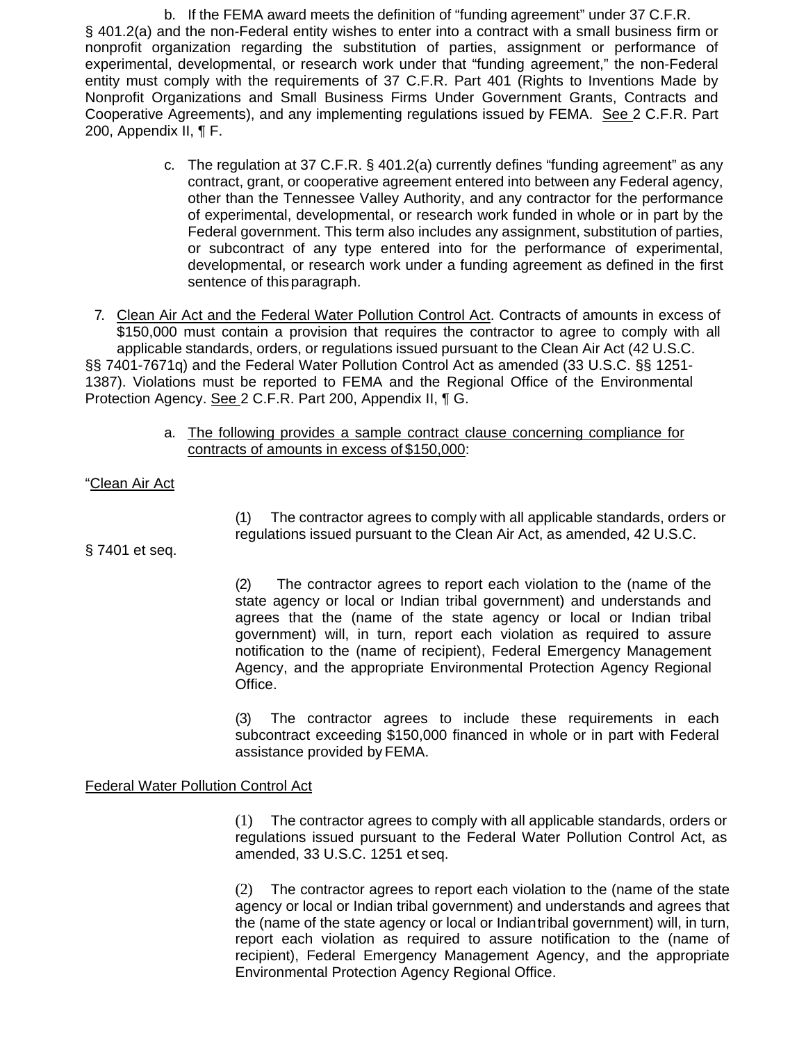b. If the FEMA award meets the definition of "funding agreement" under 37 C.F.R. § 401.2(a) and the non-Federal entity wishes to enter into a contract with a small business firm or nonprofit organization regarding the substitution of parties, assignment or performance of experimental, developmental, or research work under that "funding agreement," the non-Federal entity must comply with the requirements of 37 C.F.R. Part 401 (Rights to Inventions Made by Nonprofit Organizations and Small Business Firms Under Government Grants, Contracts and Cooperative Agreements), and any implementing regulations issued by FEMA. See 2 C.F.R. Part 200, Appendix II, ¶ F.

c. The regulation at 37 C.F.R. § 401.2(a) currently defines "funding agreement" as any contract, grant, or cooperative agreement entered into between any Federal agency, other than the Tennessee Valley Authority, and any contractor for the performance of experimental, developmental, or research work funded in whole or in part by the Federal government. This term also includes any assignment, substitution of parties, or subcontract of any type entered into for the performance of experimental, developmental, or research work under a funding agreement as defined in the first sentence of this paragraph.

7. Clean Air Act and the Federal Water Pollution Control Act. Contracts of amounts in excess of $150,000 must contain a provision that requires the contractor to agree to comply with all applicable standards, orders, or regulations issued pursuant to the Clean Air Act (42 U.S.C. §§ 7401-7671q) and the Federal Water Pollution Control Act as amended (33 U.S.C. §§ 1251-1387). Violations must be reported to FEMA and the Regional Office of the Environmental Protection Agency. See 2 C.F.R. Part 200, Appendix II, ¶ G.

a. The following provides a sample contract clause concerning compliance for contracts of amounts in excess of $150,000:

"Clean Air Act

(1) The contractor agrees to comply with all applicable standards, orders or regulations issued pursuant to the Clean Air Act, as amended, 42 U.S.C. § 7401 et seq.

(2) The contractor agrees to report each violation to the (name of the state agency or local or Indian tribal government) and understands and agrees that the (name of the state agency or local or Indian tribal government) will, in turn, report each violation as required to assure notification to the (name of recipient), Federal Emergency Management Agency, and the appropriate Environmental Protection Agency Regional Office.

(3) The contractor agrees to include these requirements in each subcontract exceeding $150,000 financed in whole or in part with Federal assistance provided by FEMA.

Federal Water Pollution Control Act

(1) The contractor agrees to comply with all applicable standards, orders or regulations issued pursuant to the Federal Water Pollution Control Act, as amended, 33 U.S.C. 1251 et seq.

(2) The contractor agrees to report each violation to the (name of the state agency or local or Indian tribal government) and understands and agrees that the (name of the state agency or local or Indian tribal government) will, in turn, report each violation as required to assure notification to the (name of recipient), Federal Emergency Management Agency, and the appropriate Environmental Protection Agency Regional Office.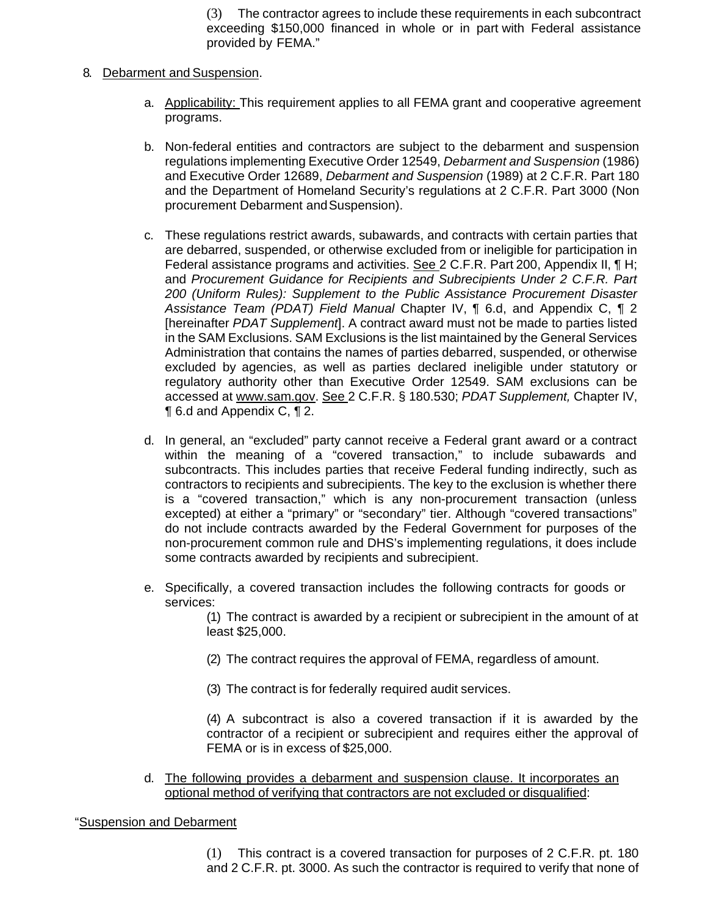(3) The contractor agrees to include these requirements in each subcontract exceeding $150,000 financed in whole or in part with Federal assistance provided by FEMA."

8. Debarment and Suspension.

   a. Applicability: This requirement applies to all FEMA grant and cooperative agreement programs.

   b. Non-federal entities and contractors are subject to the debarment and suspension regulations implementing Executive Order 12549, *Debarment and Suspension* (1986) and Executive Order 12689, *Debarment and Suspension* (1989) at 2 C.F.R. Part 180 and the Department of Homeland Security's regulations at 2 C.F.R. Part 3000 (Non procurement Debarment and Suspension).

   c. These regulations restrict awards, subawards, and contracts with certain parties that are debarred, suspended, or otherwise excluded from or ineligible for participation in Federal assistance programs and activities. See 2 C.F.R. Part 200, Appendix II, ¶ H; and *Procurement Guidance for Recipients and Subrecipients Under 2 C.F.R. Part 200 (Uniform Rules): Supplement to the Public Assistance Procurement Disaster Assistance Team (PDAT) Field Manual* Chapter IV, ¶ 6.d, and Appendix C, ¶ 2 [hereinafter *PDAT Supplement*]. A contract award must not be made to parties listed in the SAM Exclusions. SAM Exclusions is the list maintained by the General Services Administration that contains the names of parties debarred, suspended, or otherwise excluded by agencies, as well as parties declared ineligible under statutory or regulatory authority other than Executive Order 12549. SAM exclusions can be accessed at www.sam.gov. See 2 C.F.R. § 180.530; *PDAT Supplement,* Chapter IV, ¶ 6.d and Appendix C, ¶ 2.

   d. In general, an "excluded" party cannot receive a Federal grant award or a contract within the meaning of a "covered transaction," to include subawards and subcontracts. This includes parties that receive Federal funding indirectly, such as contractors to recipients and subrecipients. The key to the exclusion is whether there is a "covered transaction," which is any non-procurement transaction (unless excepted) at either a "primary" or "secondary" tier. Although "covered transactions" do not include contracts awarded by the Federal Government for purposes of the non-procurement common rule and DHS's implementing regulations, it does include some contracts awarded by recipients and subrecipient.

   e. Specifically, a covered transaction includes the following contracts for goods or services:

      (1) The contract is awarded by a recipient or subrecipient in the amount of at least $25,000.

      (2) The contract requires the approval of FEMA, regardless of amount.

      (3) The contract is for federally required audit services.

      (4) A subcontract is also a covered transaction if it is awarded by the contractor of a recipient or subrecipient and requires either the approval of FEMA or is in excess of $25,000.

   d. The following provides a debarment and suspension clause. It incorporates an optional method of verifying that contractors are not excluded or disqualified:

"Suspension and Debarment

(1) This contract is a covered transaction for purposes of 2 C.F.R. pt. 180 and 2 C.F.R. pt. 3000. As such the contractor is required to verify that none of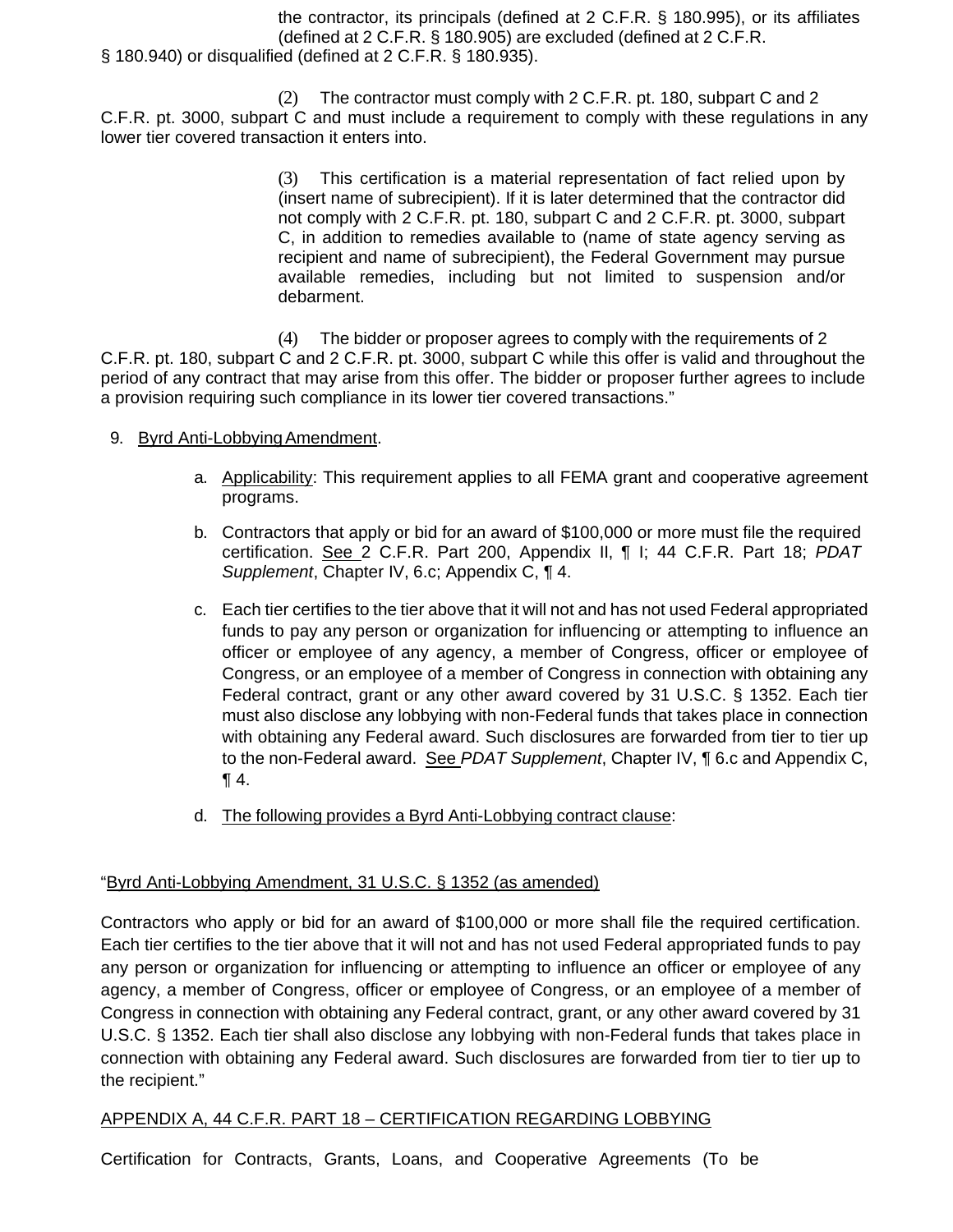the contractor, its principals (defined at 2 C.F.R. § 180.995), or its affiliates (defined at 2 C.F.R. § 180.905) are excluded (defined at 2 C.F.R. § 180.940) or disqualified (defined at 2 C.F.R. § 180.935).

(2) The contractor must comply with 2 C.F.R. pt. 180, subpart C and 2 C.F.R. pt. 3000, subpart C and must include a requirement to comply with these regulations in any lower tier covered transaction it enters into.

(3) This certification is a material representation of fact relied upon by (insert name of subrecipient). If it is later determined that the contractor did not comply with 2 C.F.R. pt. 180, subpart C and 2 C.F.R. pt. 3000, subpart C, in addition to remedies available to (name of state agency serving as recipient and name of subrecipient), the Federal Government may pursue available remedies, including but not limited to suspension and/or debarment.

(4) The bidder or proposer agrees to comply with the requirements of 2 C.F.R. pt. 180, subpart C and 2 C.F.R. pt. 3000, subpart C while this offer is valid and throughout the period of any contract that may arise from this offer. The bidder or proposer further agrees to include a provision requiring such compliance in its lower tier covered transactions."

9. Byrd Anti-Lobbying Amendment.

   a. Applicability: This requirement applies to all FEMA grant and cooperative agreement programs.

   b. Contractors that apply or bid for an award of $100,000 or more must file the required certification. See 2 C.F.R. Part 200, Appendix II, ¶ I; 44 C.F.R. Part 18; *PDAT Supplement*, Chapter IV, 6.c; Appendix C, ¶ 4.

   c. Each tier certifies to the tier above that it will not and has not used Federal appropriated funds to pay any person or organization for influencing or attempting to influence an officer or employee of any agency, a member of Congress, officer or employee of Congress, or an employee of a member of Congress in connection with obtaining any Federal contract, grant or any other award covered by 31 U.S.C. § 1352. Each tier must also disclose any lobbying with non-Federal funds that takes place in connection with obtaining any Federal award. Such disclosures are forwarded from tier to tier up to the non-Federal award. See *PDAT Supplement*, Chapter IV, ¶ 6.c and Appendix C, ¶ 4.

   d. The following provides a Byrd Anti-Lobbying contract clause:

"Byrd Anti-Lobbying Amendment, 31 U.S.C. § 1352 (as amended)

Contractors who apply or bid for an award of $100,000 or more shall file the required certification. Each tier certifies to the tier above that it will not and has not used Federal appropriated funds to pay any person or organization for influencing or attempting to influence an officer or employee of any agency, a member of Congress, officer or employee of Congress, or an employee of a member of Congress in connection with obtaining any Federal contract, grant, or any other award covered by 31 U.S.C. § 1352. Each tier shall also disclose any lobbying with non-Federal funds that takes place in connection with obtaining any Federal award. Such disclosures are forwarded from tier to tier up to the recipient."

APPENDIX A, 44 C.F.R. PART 18 – CERTIFICATION REGARDING LOBBYING

Certification for Contracts, Grants, Loans, and Cooperative Agreements (To be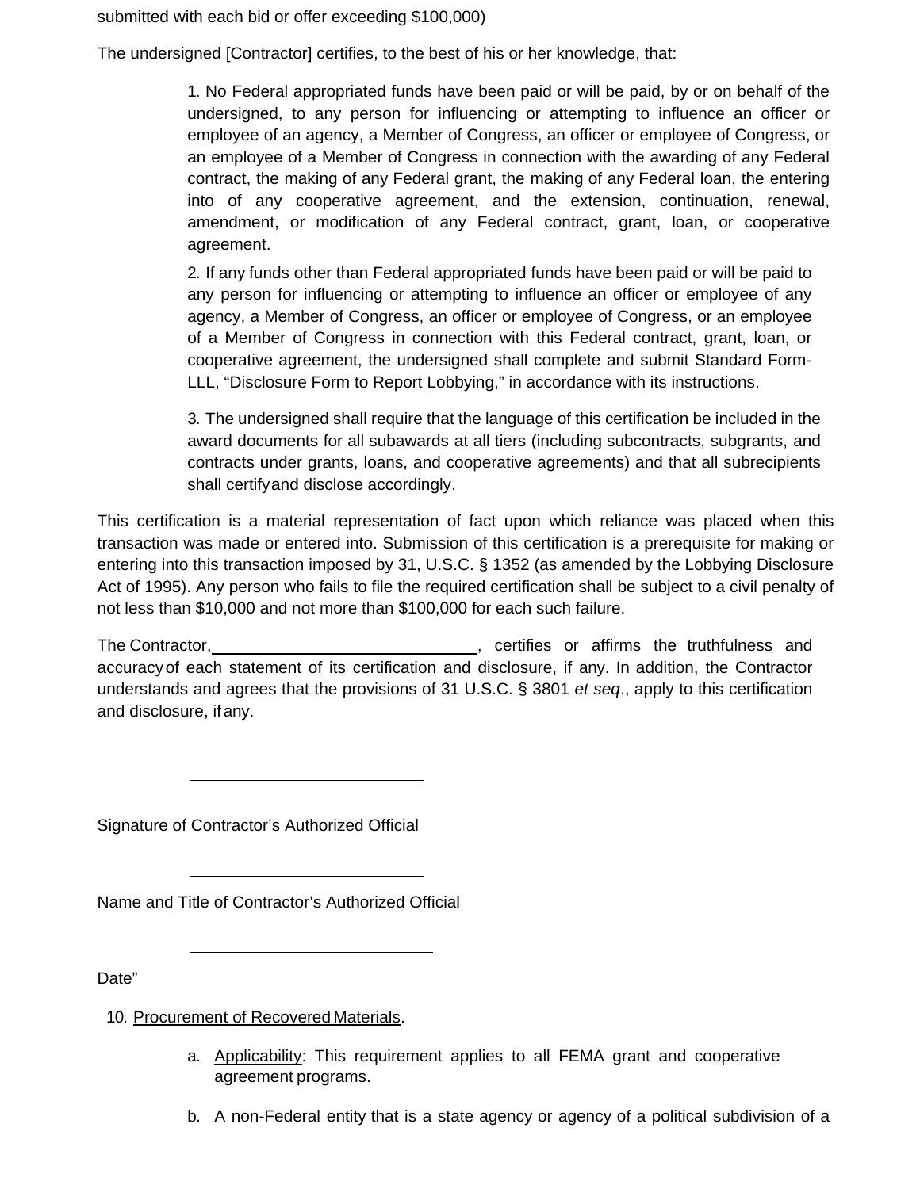submitted with each bid or offer exceeding $100,000)

The undersigned [Contractor] certifies, to the best of his or her knowledge, that:

1. No Federal appropriated funds have been paid or will be paid, by or on behalf of the undersigned, to any person for influencing or attempting to influence an officer or employee of an agency, a Member of Congress, an officer or employee of Congress, or an employee of a Member of Congress in connection with the awarding of any Federal contract, the making of any Federal grant, the making of any Federal loan, the entering into of any cooperative agreement, and the extension, continuation, renewal, amendment, or modification of any Federal contract, grant, loan, or cooperative agreement.

2. If any funds other than Federal appropriated funds have been paid or will be paid to any person for influencing or attempting to influence an officer or employee of any agency, a Member of Congress, an officer or employee of Congress, or an employee of a Member of Congress in connection with this Federal contract, grant, loan, or cooperative agreement, the undersigned shall complete and submit Standard Form-LLL, "Disclosure Form to Report Lobbying," in accordance with its instructions.

3. The undersigned shall require that the language of this certification be included in the award documents for all subawards at all tiers (including subcontracts, subgrants, and contracts under grants, loans, and cooperative agreements) and that all subrecipients shall certify and disclose accordingly.

This certification is a material representation of fact upon which reliance was placed when this transaction was made or entered into. Submission of this certification is a prerequisite for making or entering into this transaction imposed by 31, U.S.C. § 1352 (as amended by the Lobbying Disclosure Act of 1995). Any person who fails to file the required certification shall be subject to a civil penalty of not less than $10,000 and not more than $100,000 for each such failure.

The Contractor, ______________________________, certifies or affirms the truthfulness and accuracy of each statement of its certification and disclosure, if any. In addition, the Contractor understands and agrees that the provisions of 31 U.S.C. § 3801 *et seq*., apply to this certification and disclosure, if any.

___________________________

Signature of Contractor's Authorized Official

___________________________

Name and Title of Contractor's Authorized Official

___________________________

Date"

10. Procurement of Recovered Materials.

    a. Applicability: This requirement applies to all FEMA grant and cooperative agreement programs.

    b. A non-Federal entity that is a state agency or agency of a political subdivision of a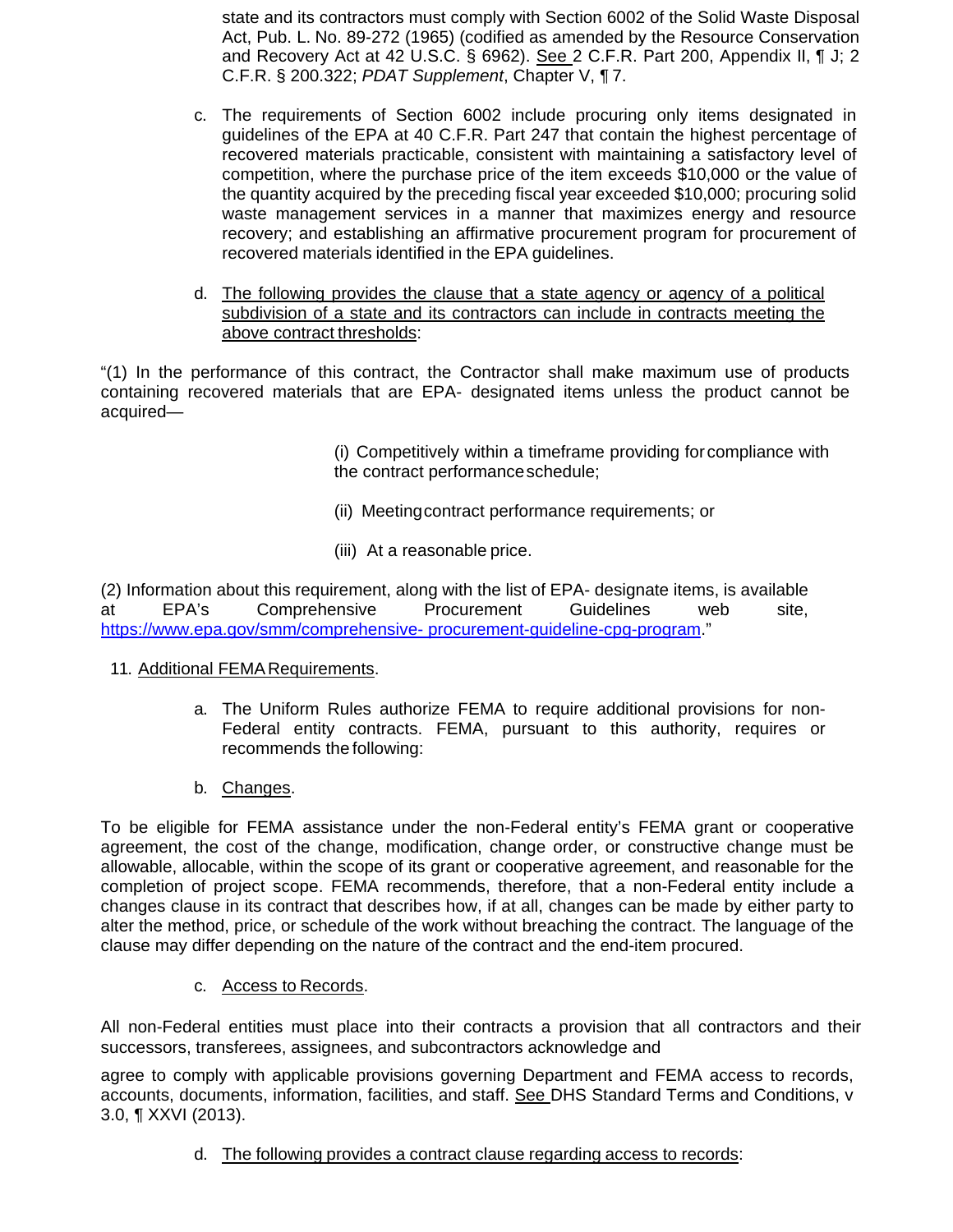state and its contractors must comply with Section 6002 of the Solid Waste Disposal Act, Pub. L. No. 89-272 (1965) (codified as amended by the Resource Conservation and Recovery Act at 42 U.S.C. § 6962). See 2 C.F.R. Part 200, Appendix II, ¶ J; 2 C.F.R. § 200.322; *PDAT Supplement*, Chapter V, ¶ 7.

c. The requirements of Section 6002 include procuring only items designated in guidelines of the EPA at 40 C.F.R. Part 247 that contain the highest percentage of recovered materials practicable, consistent with maintaining a satisfactory level of competition, where the purchase price of the item exceeds $10,000 or the value of the quantity acquired by the preceding fiscal year exceeded $10,000; procuring solid waste management services in a manner that maximizes energy and resource recovery; and establishing an affirmative procurement program for procurement of recovered materials identified in the EPA guidelines.

d. The following provides the clause that a state agency or agency of a political subdivision of a state and its contractors can include in contracts meeting the above contract thresholds:

"(1) In the performance of this contract, the Contractor shall make maximum use of products containing recovered materials that are EPA- designated items unless the product cannot be acquired—

(i) Competitively within a timeframe providing for compliance with the contract performance schedule;

(ii) Meeting contract performance requirements; or

(iii) At a reasonable price.

(2) Information about this requirement, along with the list of EPA- designate items, is available at EPA's Comprehensive Procurement Guidelines web site, https://www.epa.gov/smm/comprehensive- procurement-guideline-cpg-program."

11. Additional FEMA Requirements.

a. The Uniform Rules authorize FEMA to require additional provisions for non-Federal entity contracts. FEMA, pursuant to this authority, requires or recommends the following:

b. Changes.

To be eligible for FEMA assistance under the non-Federal entity's FEMA grant or cooperative agreement, the cost of the change, modification, change order, or constructive change must be allowable, allocable, within the scope of its grant or cooperative agreement, and reasonable for the completion of project scope. FEMA recommends, therefore, that a non-Federal entity include a changes clause in its contract that describes how, if at all, changes can be made by either party to alter the method, price, or schedule of the work without breaching the contract. The language of the clause may differ depending on the nature of the contract and the end-item procured.

c. Access to Records.

All non-Federal entities must place into their contracts a provision that all contractors and their successors, transferees, assignees, and subcontractors acknowledge and agree to comply with applicable provisions governing Department and FEMA access to records, accounts, documents, information, facilities, and staff. See DHS Standard Terms and Conditions, v 3.0, ¶ XXVI (2013).

d. The following provides a contract clause regarding access to records: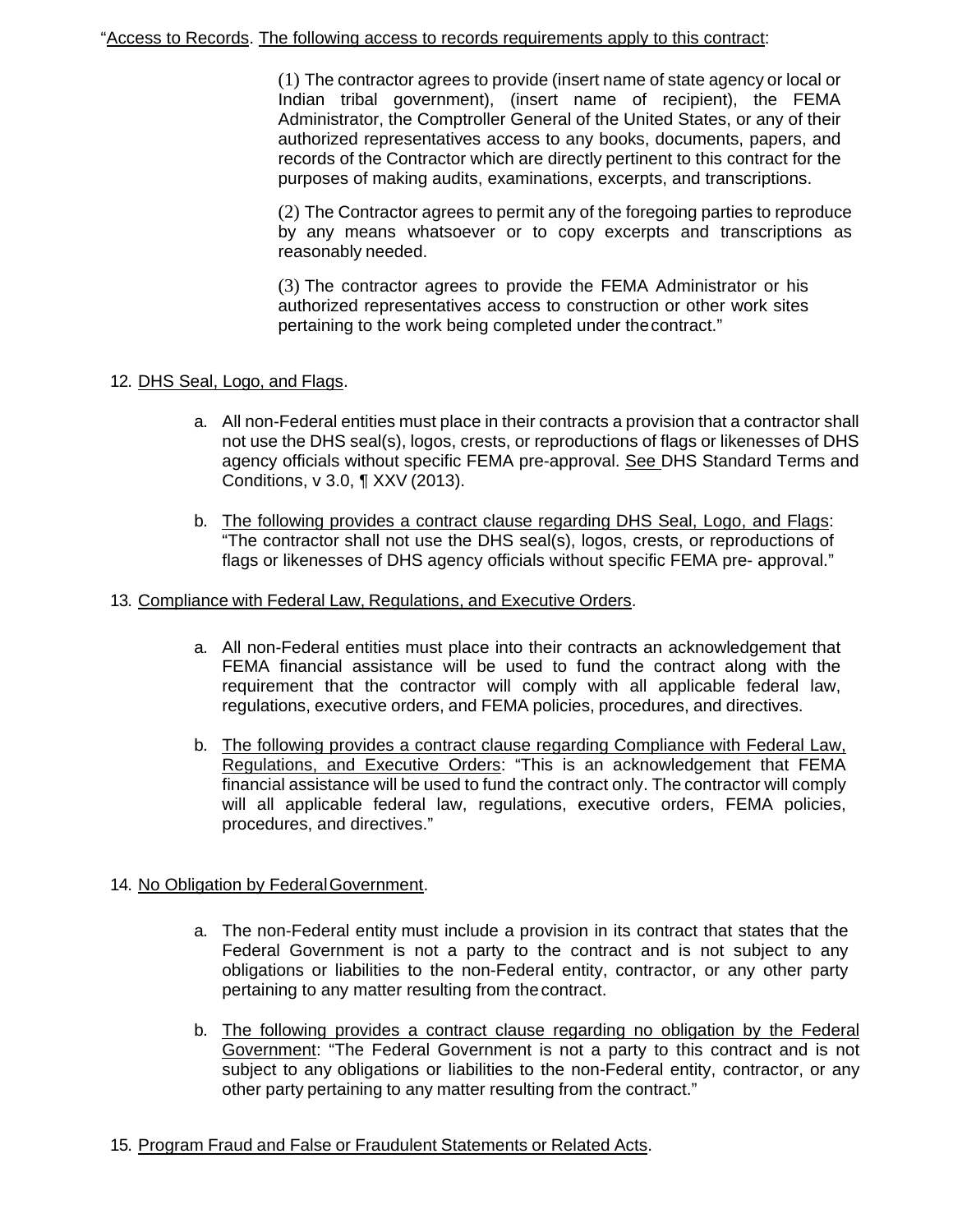"Access to Records. The following access to records requirements apply to this contract:

> (1) The contractor agrees to provide (insert name of state agency or local or Indian tribal government), (insert name of recipient), the FEMA Administrator, the Comptroller General of the United States, or any of their authorized representatives access to any books, documents, papers, and records of the Contractor which are directly pertinent to this contract for the purposes of making audits, examinations, excerpts, and transcriptions.
>
> (2) The Contractor agrees to permit any of the foregoing parties to reproduce by any means whatsoever or to copy excerpts and transcriptions as reasonably needed.
>
> (3) The contractor agrees to provide the FEMA Administrator or his authorized representatives access to construction or other work sites pertaining to the work being completed under the contract."

12. DHS Seal, Logo, and Flags.

    a. All non-Federal entities must place in their contracts a provision that a contractor shall not use the DHS seal(s), logos, crests, or reproductions of flags or likenesses of DHS agency officials without specific FEMA pre-approval. See DHS Standard Terms and Conditions, v 3.0, ¶ XXV (2013).

    b. The following provides a contract clause regarding DHS Seal, Logo, and Flags: "The contractor shall not use the DHS seal(s), logos, crests, or reproductions of flags or likenesses of DHS agency officials without specific FEMA pre- approval."

13. Compliance with Federal Law, Regulations, and Executive Orders.

    a. All non-Federal entities must place into their contracts an acknowledgement that FEMA financial assistance will be used to fund the contract along with the requirement that the contractor will comply with all applicable federal law, regulations, executive orders, and FEMA policies, procedures, and directives.

    b. The following provides a contract clause regarding Compliance with Federal Law, Regulations, and Executive Orders: "This is an acknowledgement that FEMA financial assistance will be used to fund the contract only. The contractor will comply will all applicable federal law, regulations, executive orders, FEMA policies, procedures, and directives."

14. No Obligation by Federal Government.

    a. The non-Federal entity must include a provision in its contract that states that the Federal Government is not a party to the contract and is not subject to any obligations or liabilities to the non-Federal entity, contractor, or any other party pertaining to any matter resulting from the contract.

    b. The following provides a contract clause regarding no obligation by the Federal Government: "The Federal Government is not a party to this contract and is not subject to any obligations or liabilities to the non-Federal entity, contractor, or any other party pertaining to any matter resulting from the contract."

15. Program Fraud and False or Fraudulent Statements or Related Acts.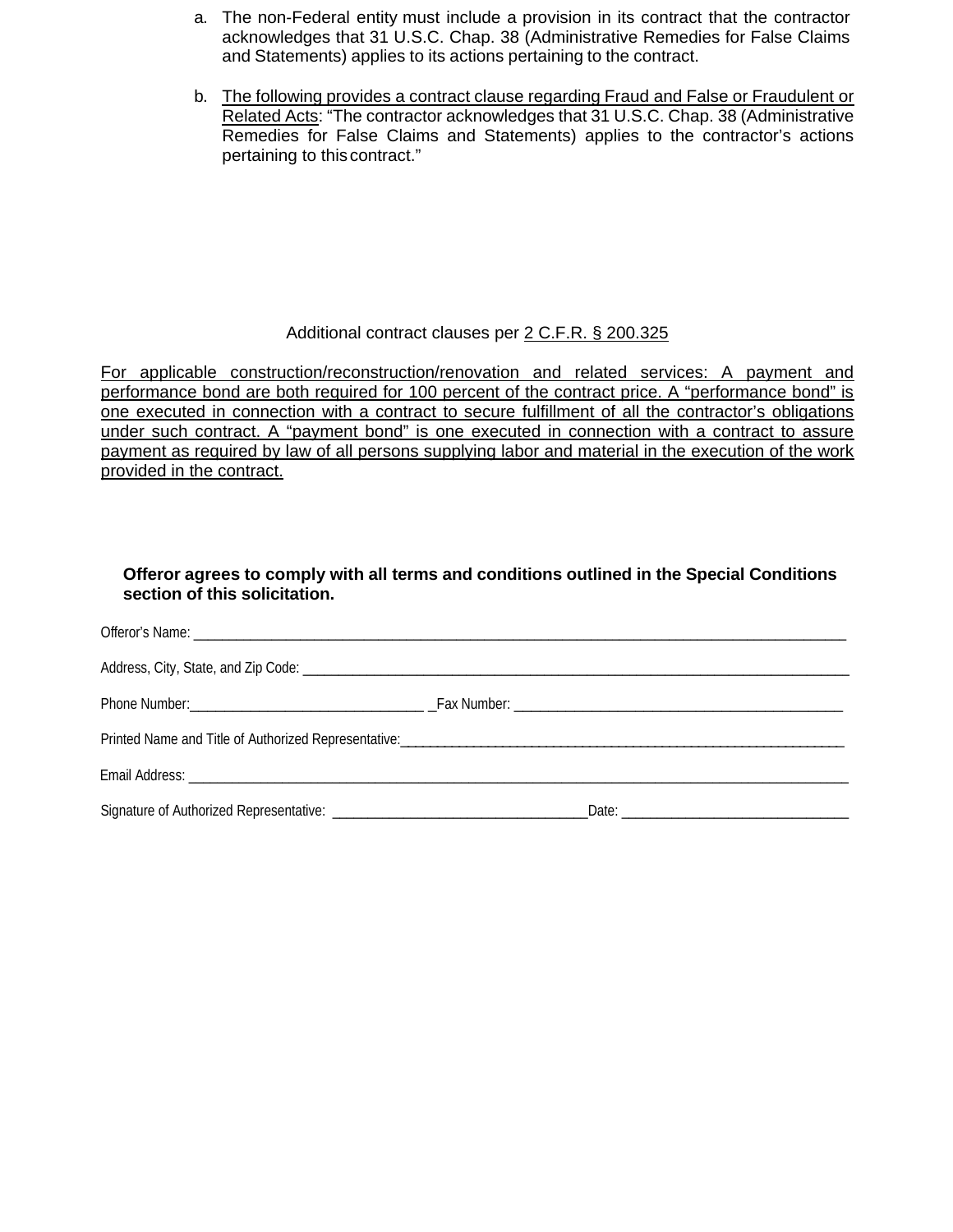a. The non-Federal entity must include a provision in its contract that the contractor acknowledges that 31 U.S.C. Chap. 38 (Administrative Remedies for False Claims and Statements) applies to its actions pertaining to the contract.

b. The following provides a contract clause regarding Fraud and False or Fraudulent or Related Acts: "The contractor acknowledges that 31 U.S.C. Chap. 38 (Administrative Remedies for False Claims and Statements) applies to the contractor's actions pertaining to this contract."

Additional contract clauses per 2 C.F.R. § 200.325

For applicable construction/reconstruction/renovation and related services: A payment and performance bond are both required for 100 percent of the contract price. A "performance bond" is one executed in connection with a contract to secure fulfillment of all the contractor's obligations under such contract. A "payment bond" is one executed in connection with a contract to assure payment as required by law of all persons supplying labor and material in the execution of the work provided in the contract.

**Offeror agrees to comply with all terms and conditions outlined in the Special Conditions section of this solicitation.**

Offeror's Name: ______________________________________________________________________________

Address, City, State, and Zip Code: ______________________________________________________________

Phone Number:_______________________________ _Fax Number: _____________________________________

Printed Name and Title of Authorized Representative:______________________________________________

Email Address: ______________________________________________________________________________

Signature of Authorized Representative: ______________________________Date: ___________________________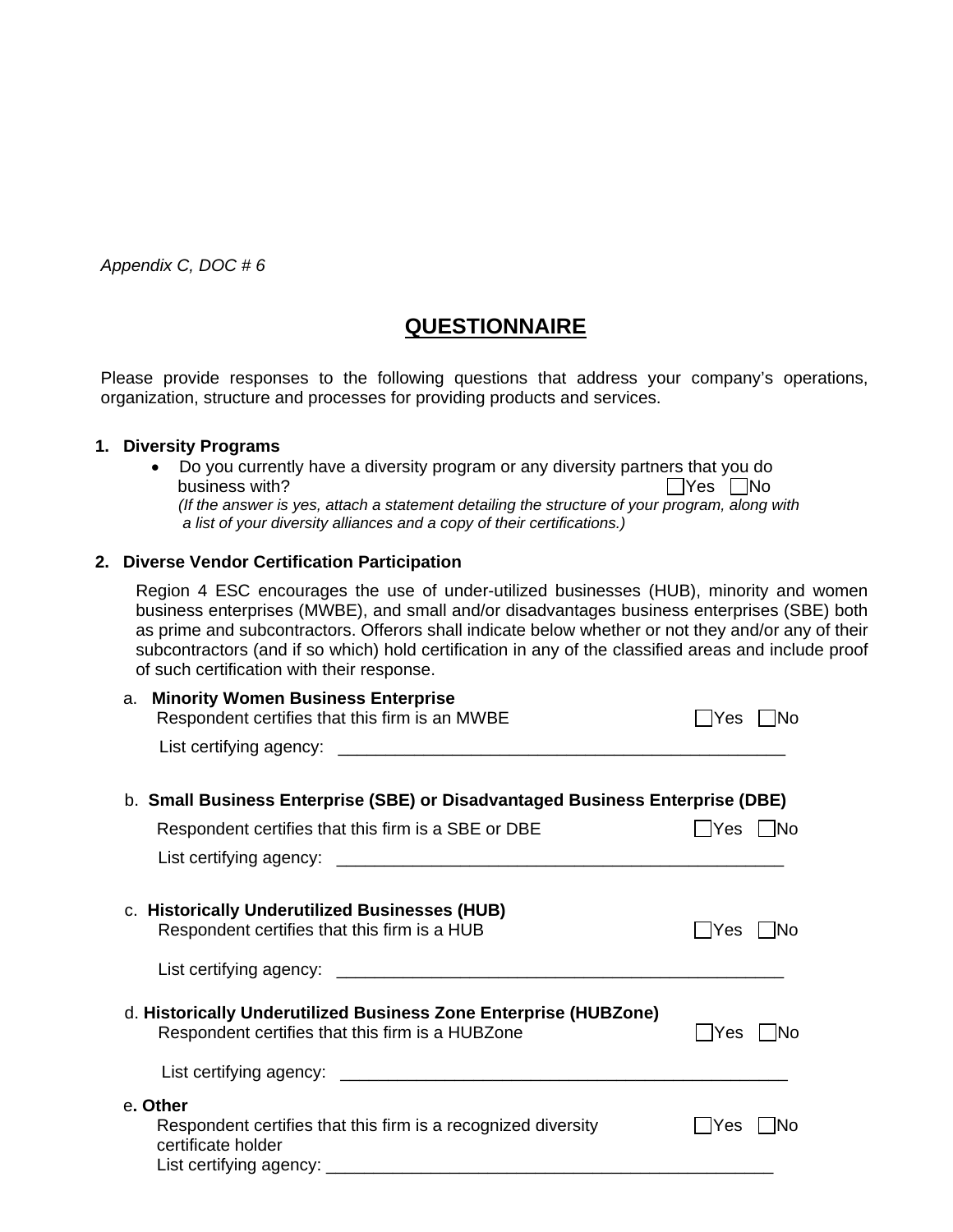*Appendix C, DOC # 6*

# QUESTIONNAIRE

Please provide responses to the following questions that address your company's operations, organization, structure and processes for providing products and services.

**1. Diversity Programs**

- Do you currently have a diversity program or any diversity partners that you do business with? ☐Yes ☐No
  *(If the answer is yes, attach a statement detailing the structure of your program, along with a list of your diversity alliances and a copy of their certifications.)*

**2. Diverse Vendor Certification Participation**

Region 4 ESC encourages the use of under-utilized businesses (HUB), minority and women business enterprises (MWBE), and small and/or disadvantages business enterprises (SBE) both as prime and subcontractors. Offerors shall indicate below whether or not they and/or any of their subcontractors (and if so which) hold certification in any of the classified areas and include proof of such certification with their response.

a. **Minority Women Business Enterprise**
Respondent certifies that this firm is an MWBE ☐Yes ☐No

List certifying agency: ________________________________________________

b. **Small Business Enterprise (SBE) or Disadvantaged Business Enterprise (DBE)**
Respondent certifies that this firm is a SBE or DBE ☐Yes ☐No

List certifying agency: ________________________________________________

c. **Historically Underutilized Businesses (HUB)**
Respondent certifies that this firm is a HUB ☐Yes ☐No

List certifying agency: ________________________________________________

d. **Historically Underutilized Business Zone Enterprise (HUBZone)**
Respondent certifies that this firm is a HUBZone ☐Yes ☐No

List certifying agency: ________________________________________________

e**. Other**
Respondent certifies that this firm is a recognized diversity certificate holder ☐Yes ☐No
List certifying agency: ________________________________________________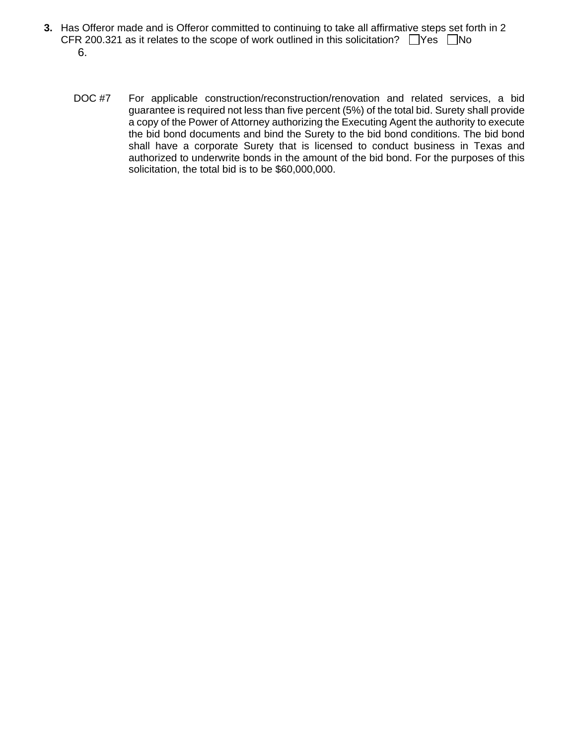**3.** Has Offeror made and is Offeror committed to continuing to take all affirmative steps set forth in 2 CFR 200.321 as it relates to the scope of work outlined in this solicitation? ☐Yes ☐No

6.

DOC #7 For applicable construction/reconstruction/renovation and related services, a bid guarantee is required not less than five percent (5%) of the total bid. Surety shall provide a copy of the Power of Attorney authorizing the Executing Agent the authority to execute the bid bond documents and bind the Surety to the bid bond conditions. The bid bond shall have a corporate Surety that is licensed to conduct business in Texas and authorized to underwrite bonds in the amount of the bid bond. For the purposes of this solicitation, the total bid is to be $60,000,000.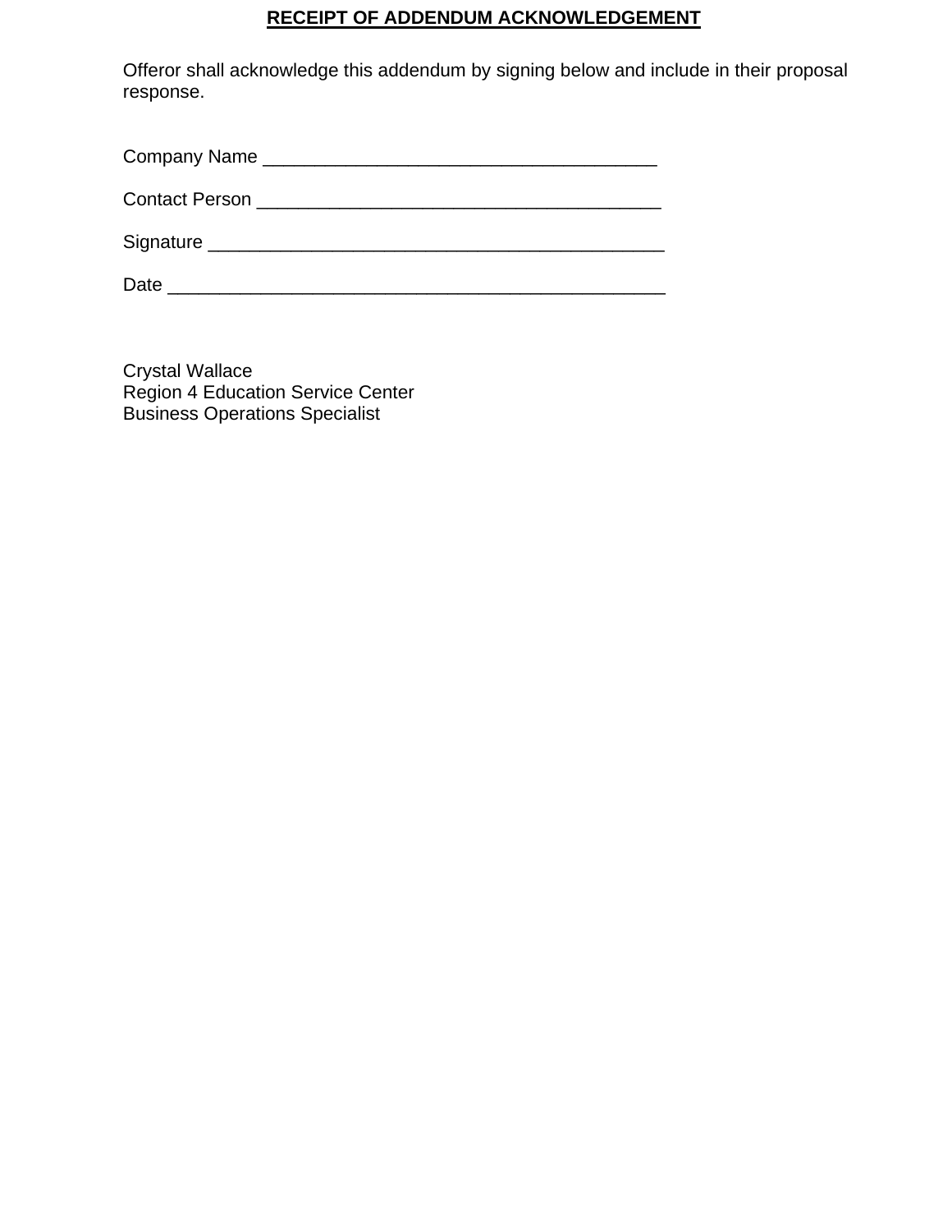**RECEIPT OF ADDENDUM ACKNOWLEDGEMENT**

Offeror shall acknowledge this addendum by signing below and include in their proposal response.

Company Name ______________________________________

Contact Person ______________________________________

Signature ___________________________________________

Date _______________________________________________

Crystal Wallace
Region 4 Education Service Center
Business Operations Specialist